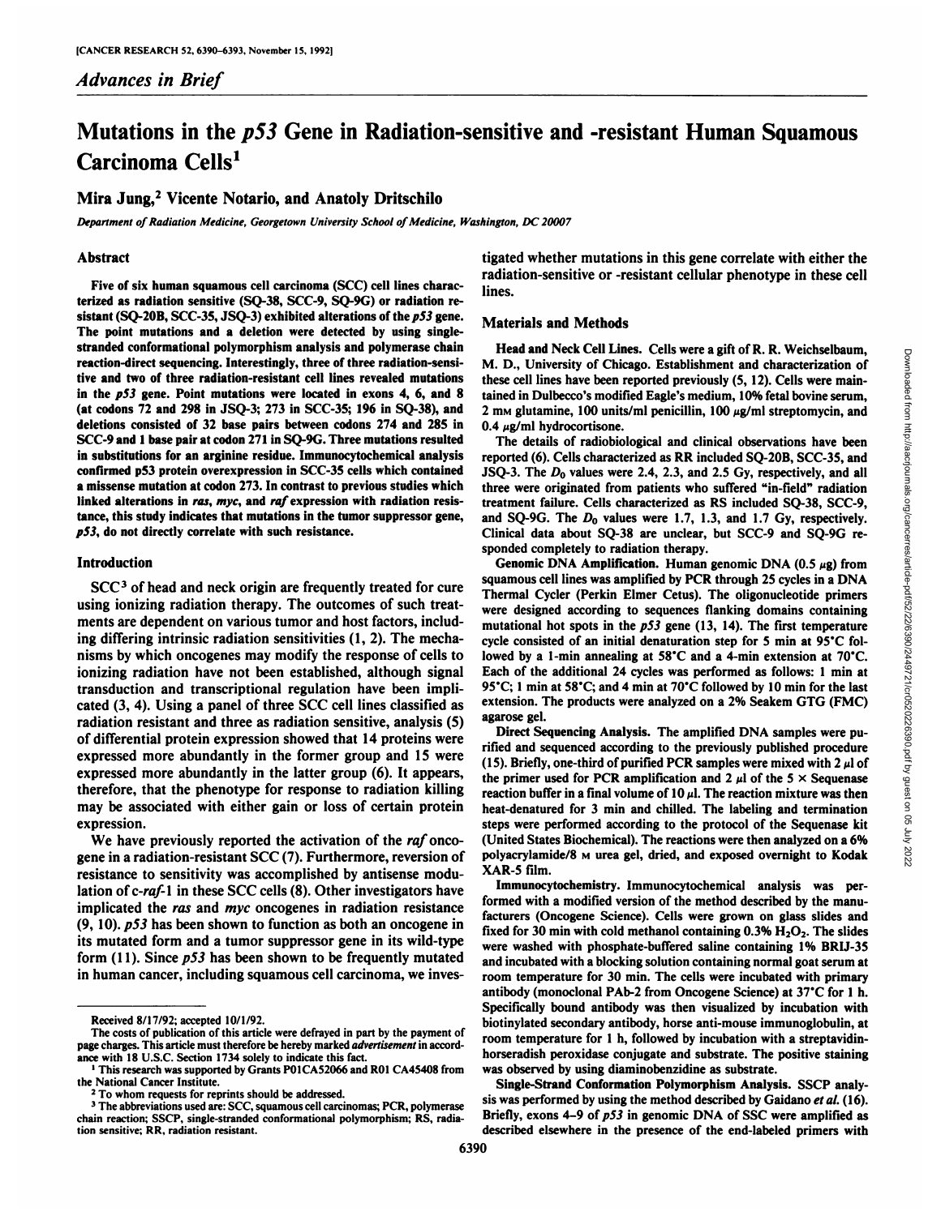*Advances in Brief*

# Mutations in the *p53* Gene in Radiation-sensitive and -resistant Human Squamous Carcinoma Cells[1]

**Mira Jung,[2] Vicente Notario, and Anatoly Dritschilo**

*Department of Radiation Medicine, Georgetown University School of Medicine, Washington, DC 20007*

## Abstract

Five of six human squamous cell carcinoma (SCC) cell lines characterized as radiation sensitive (SQ-38, SCC-9, SQ-9G) or radiation resistant (SQ-20B, SCC-35, JSQ-3) exhibited alterations of the *p53* gene. The point mutations and a deletion were detected by using single-stranded conformational polymorphism analysis and polymerase chain reaction-direct sequencing. Interestingly, three of three radiation-sensitive and two of three radiation-resistant cell lines revealed mutations in the *p53* gene. Point mutations were located in exons 4, 6, and 8 (at codons 72 and 298 in JSQ-3; 273 in SCC-35; 196 in SQ-38), and deletions consisted of 32 base pairs between codons 274 and 285 in SCC-9 and 1 base pair at codon 271 in SQ-9G. Three mutations resulted in substitutions for an arginine residue. Immunocytochemical analysis confirmed p53 protein overexpression in SCC-35 cells which contained a missense mutation at codon 273. In contrast to previous studies which linked alterations in *ras*, *myc*, and *raf* expression with radiation resistance, this study indicates that mutations in the tumor suppressor gene, *p53*, do not directly correlate with such resistance.

## Introduction

SCC[3] of head and neck origin are frequently treated for cure using ionizing radiation therapy. The outcomes of such treatments are dependent on various tumor and host factors, including differing intrinsic radiation sensitivities (1, 2). The mechanisms by which oncogenes may modify the response of cells to ionizing radiation have not been established, although signal transduction and transcriptional regulation have been implicated (3, 4). Using a panel of three SCC cell lines classified as radiation resistant and three as radiation sensitive, analysis (5) of differential protein expression showed that 14 proteins were expressed more abundantly in the former group and 15 were expressed more abundantly in the latter group (6). It appears, therefore, that the phenotype for response to radiation killing may be associated with either gain or loss of certain protein expression.

We have previously reported the activation of the *raf* oncogene in a radiation-resistant SCC (7). Furthermore, reversion of resistance to sensitivity was accomplished by antisense modulation of *c-raf*-1 in these SCC cells (8). Other investigators have implicated the *ras* and *myc* oncogenes in radiation resistance (9, 10). *p53* has been shown to function as both an oncogene in its mutated form and a tumor suppressor gene in its wild-type form (11). Since *p53* has been shown to be frequently mutated in human cancer, including squamous cell carcinoma, we investigated whether mutations in this gene correlate with either the radiation-sensitive or -resistant cellular phenotype in these cell lines.

## Materials and Methods

**Head and Neck Cell Lines.** Cells were a gift of R. R. Weichselbaum, M. D., University of Chicago. Establishment and characterization of these cell lines have been reported previously (5, 12). Cells were maintained in Dulbecco's modified Eagle's medium, 10% fetal bovine serum, 2 mM glutamine, 100 units/ml penicillin, 100 μg/ml streptomycin, and 0.4 μg/ml hydrocortisone.

The details of radiobiological and clinical observations have been reported (6). Cells characterized as RR included SQ-20B, SCC-35, and JSQ-3. The $D_0$ values were 2.4, 2.3, and 2.5 Gy, respectively, and all three were originated from patients who suffered "in-field" radiation treatment failure. Cells characterized as RS included SQ-38, SCC-9, and SQ-9G. The $D_0$ values were 1.7, 1.3, and 1.7 Gy, respectively. Clinical data about SQ-38 are unclear, but SCC-9 and SQ-9G responded completely to radiation therapy.

**Genomic DNA Amplification.** Human genomic DNA (0.5 μg) from squamous cell lines was amplified by PCR through 25 cycles in a DNA Thermal Cycler (Perkin Elmer Cetus). The oligonucleotide primers were designed according to sequences flanking domains containing mutational hot spots in the *p53* gene (13, 14). The first temperature cycle consisted of an initial denaturation step for 5 min at 95°C followed by a 1-min annealing at 58°C and a 4-min extension at 70°C. Each of the additional 24 cycles was performed as follows: 1 min at 95°C; 1 min at 58°C; and 4 min at 70°C followed by 10 min for the last extension. The products were analyzed on a 2% Seakem GTG (FMC) agarose gel.

**Direct Sequencing Analysis.** The amplified DNA samples were purified and sequenced according to the previously published procedure (15). Briefly, one-third of purified PCR samples were mixed with 2 μl of the primer used for PCR amplification and 2 μl of the 5 × Sequenase reaction buffer in a final volume of 10 μl. The reaction mixture was then heat-denatured for 3 min and chilled. The labeling and termination steps were performed according to the protocol of the Sequenase kit (United States Biochemical). The reactions were then analyzed on a 6% polyacrylamide/8 M urea gel, dried, and exposed overnight to Kodak XAR-5 film.

**Immunocytochemistry.** Immunocytochemical analysis was performed with a modified version of the method described by the manufacturers (Oncogene Science). Cells were grown on glass slides and fixed for 30 min with cold methanol containing 0.3% $H_2O_2$. The slides were washed with phosphate-buffered saline containing 1% BRIJ-35 and incubated with a blocking solution containing normal goat serum at room temperature for 30 min. The cells were incubated with primary antibody (monoclonal PAb-2 from Oncogene Science) at 37°C for 1 h. Specifically bound antibody was then visualized by incubation with biotinylated secondary antibody, horse anti-mouse immunoglobulin, at room temperature for 1 h, followed by incubation with a streptavidin-horseradish peroxidase conjugate and substrate. The positive staining was observed by using diaminobenzidine as substrate.

**Single-Strand Conformation Polymorphism Analysis.** SSCP analysis was performed by using the method described by Gaidano *et al.* (16). Briefly, exons 4–9 of *p53* in genomic DNA of SSC were amplified as described elsewhere in the presence of the end-labeled primers with

---

Received 8/17/92; accepted 10/1/92.

The costs of publication of this article were defrayed in part by the payment of page charges. This article must therefore be hereby marked *advertisement* in accordance with 18 U.S.C. Section 1734 solely to indicate this fact.

[1] This research was supported by Grants P01CA52066 and R01 CA45408 from the National Cancer Institute.

[2] To whom requests for reprints should be addressed.

[3] The abbreviations used are: SCC, squamous cell carcinomas; PCR, polymerase chain reaction; SSCP, single-stranded conformational polymorphism; RS, radiation sensitive; RR, radiation resistant.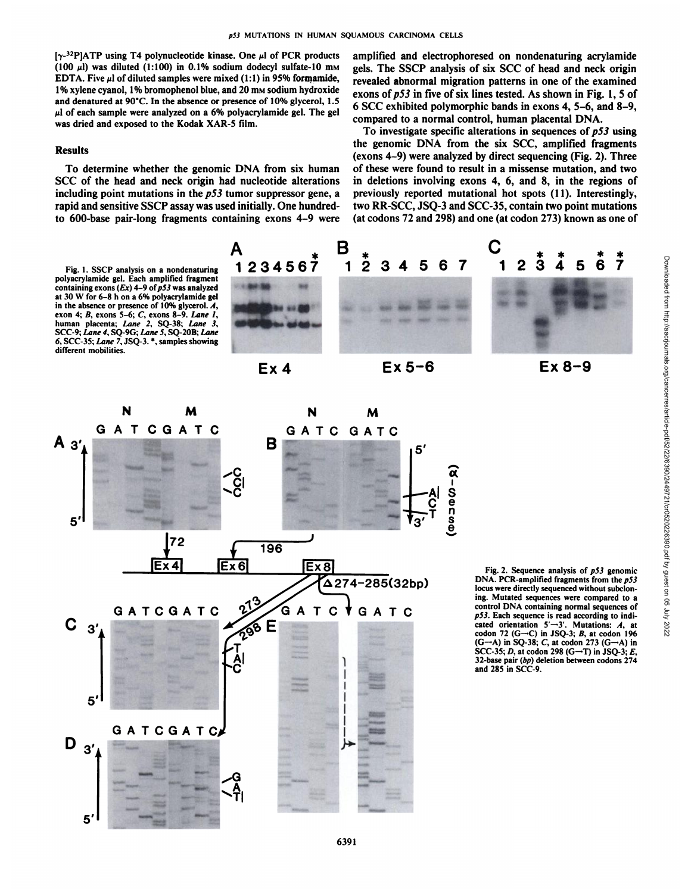[γ-$^{32}$P]ATP using T4 polynucleotide kinase. One μl of PCR products (100 μl) was diluted (1:100) in 0.1% sodium dodecyl sulfate-10 mM EDTA. Five μl of diluted samples were mixed (1:1) in 95% formamide, 1% xylene cyanol, 1% bromophenol blue, and 20 mM sodium hydroxide and denatured at 90°C. In the absence or presence of 10% glycerol, 1.5 μl of each sample were analyzed on a 6% polyacrylamide gel. The gel was dried and exposed to the Kodak XAR-5 film.

## Results

To determine whether the genomic DNA from six human SCC of the head and neck origin had nucleotide alterations including point mutations in the *p53* tumor suppressor gene, a rapid and sensitive SSCP assay was used initially. One hundred- to 600-base pair-long fragments containing exons 4–9 were amplified and electrophoresed on nondenaturing acrylamide gels. The SSCP analysis of six SCC of head and neck origin revealed abnormal migration patterns in one of the examined exons of *p53* in five of six lines tested. As shown in Fig. 1, 5 of 6 SCC exhibited polymorphic bands in exons 4, 5–6, and 8–9, compared to a normal control, human placental DNA.

To investigate specific alterations in sequences of *p53* using the genomic DNA from the six SCC, amplified fragments (exons 4–9) were analyzed by direct sequencing (Fig. 2). Three of these were found to result in a missense mutation, and two in deletions involving exons 4, 6, and 8, in the regions of previously reported mutational hot spots (11). Interestingly, two RR-SCC, JSQ-3 and SCC-35, contain two point mutations (at codons 72 and 298) and one (at codon 273) known as one of

Fig. 1. SSCP analysis on a nondenaturing polyacrylamide gel. Each amplified fragment containing exons (*Ex*) 4–9 of *p53* was analyzed at 30 W for 6–8 h on a 6% polyacrylamide gel in the absence or presence of 10% glycerol. *A*, exon 4; *B*, exons 5–6; *C*, exons 8–9. *Lane 1*, human placenta; *Lane 2*, SQ-38; *Lane 3*, SCC-9; *Lane 4*, SQ-9G; *Lane 5*, SQ-20B; *Lane 6*, SCC-35; *Lane 7*, JSQ-3. *, samples showing different mobilities.

Fig. 2. Sequence analysis of *p53* genomic DNA. PCR-amplified fragments from the *p53* locus were directly sequenced without subcloning. Mutated sequences were compared to a control DNA containing normal sequences of *p53*. Each sequence is read according to indicated orientation 5'→3'. Mutations: *A*, at codon 72 (G→C) in JSQ-3; *B*, at codon 196 (G→A) in SQ-38; *C*, at codon 273 (G→A) in SCC-35; *D*, at codon 298 (G→T) in JSQ-3; *E*, 32-base pair (*bp*) deletion between codons 274 and 285 in SCC-9.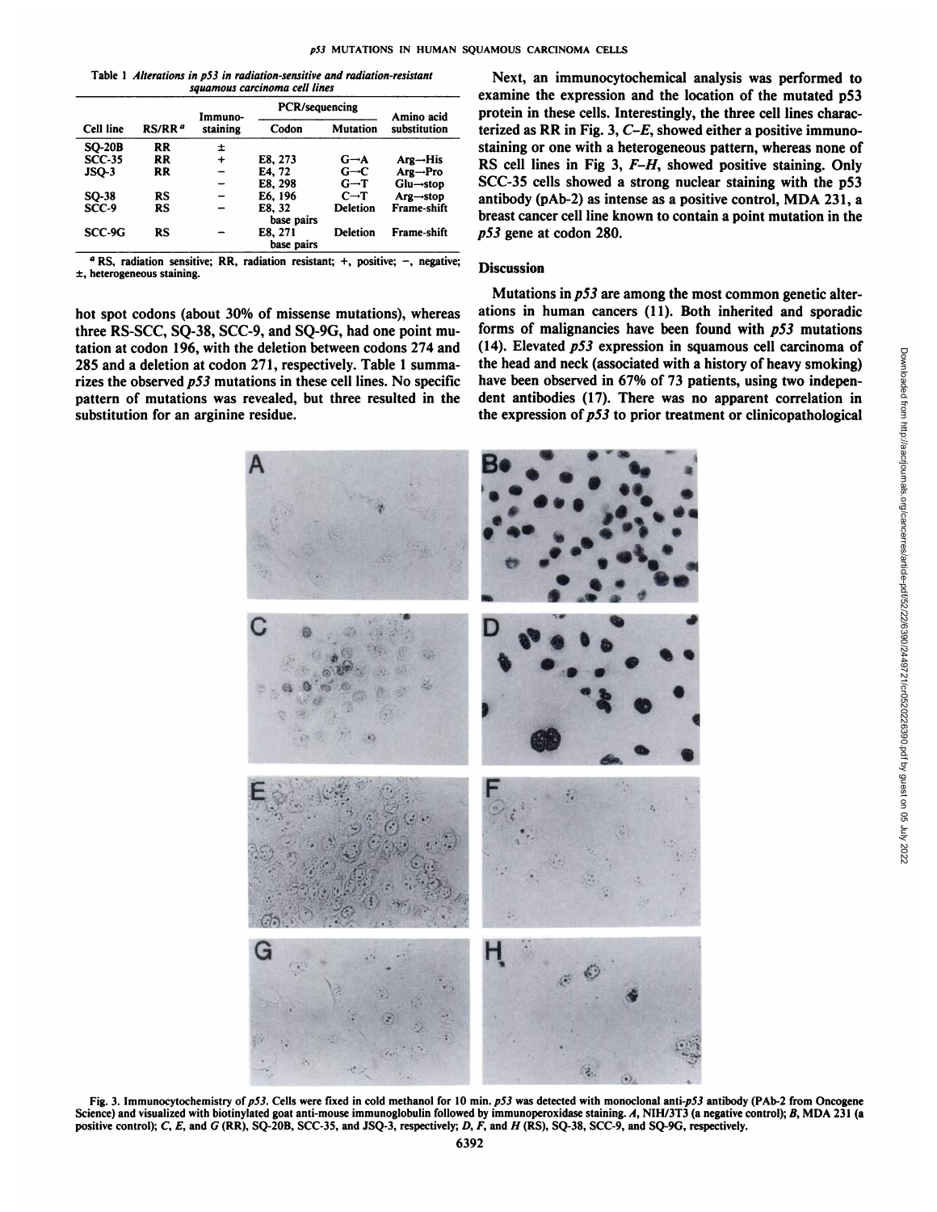Table 1 *Alterations in p53 in radiation-sensitive and radiation-resistant squamous carcinoma cell lines*

| Cell line | RS/RR [a] | Immuno-staining | PCR/sequencing | | Amino acid substitution |
|---|---|---|---|---|---|
| | | | Codon | Mutation | |
| SQ-20B | RR | ± | | | |
| SCC-35 | RR | + | E8, 273 | G→A | Arg→His |
| JSQ-3 | RR | − | E4, 72 | G→C | Arg→Pro |
| | | − | E8, 298 | G→T | Glu→stop |
| SQ-38 | RS | − | E6, 196 | C→T | Arg→stop |
| SCC-9 | RS | − | E8, 32 base pairs | Deletion | Frame-shift |
| SCC-9G | RS | − | E8, 271 base pairs | Deletion | Frame-shift |

[a] RS, radiation sensitive; RR, radiation resistant; +, positive; −, negative; ±, heterogeneous staining.

hot spot codons (about 30% of missense mutations), whereas three RS-SCC, SQ-38, SCC-9, and SQ-9G, had one point mutation at codon 196, with the deletion between codons 274 and 285 and a deletion at codon 271, respectively. Table 1 summarizes the observed *p53* mutations in these cell lines. No specific pattern of mutations was revealed, but three resulted in the substitution for an arginine residue.

Next, an immunocytochemical analysis was performed to examine the expression and the location of the mutated p53 protein in these cells. Interestingly, the three cell lines characterized as RR in Fig. 3, *C–E*, showed either a positive immunostaining or one with a heterogeneous pattern, whereas none of RS cell lines in Fig 3, *F–H*, showed positive staining. Only SCC-35 cells showed a strong nuclear staining with the p53 antibody (pAb-2) as intense as a positive control, MDA 231, a breast cancer cell line known to contain a point mutation in the *p53* gene at codon 280.

## Discussion

Mutations in *p53* are among the most common genetic alterations in human cancers (11). Both inherited and sporadic forms of malignancies have been found with *p53* mutations (14). Elevated *p53* expression in squamous cell carcinoma of the head and neck (associated with a history of heavy smoking) have been observed in 67% of 73 patients, using two independent antibodies (17). There was no apparent correlation in the expression of *p53* to prior treatment or clinicopathological

Fig. 3. Immunocytochemistry of *p53*. Cells were fixed in cold methanol for 10 min. *p53* was detected with monoclonal anti-*p53* antibody (PAb-2 from Oncogene Science) and visualized with biotinylated goat anti-mouse immunoglobulin followed by immunoperoxidase staining. *A*, NIH/3T3 (a negative control); *B*, MDA 231 (a positive control); *C*, *E*, and *G* (RR), SQ-20B, SCC-35, and JSQ-3, respectively; *D*, *F*, and *H* (RS), SQ-38, SCC-9, and SQ-9G, respectively.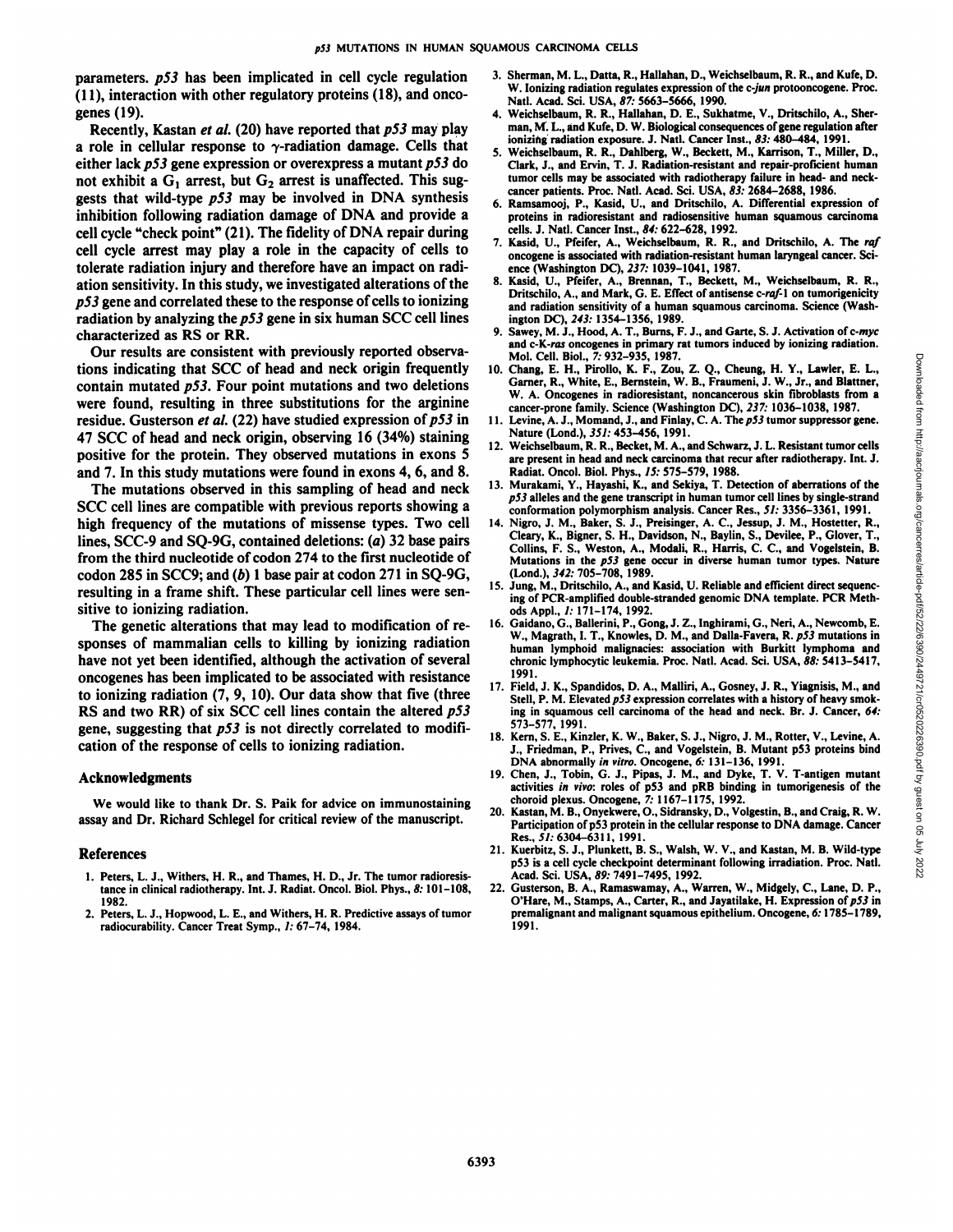parameters. *p53* has been implicated in cell cycle regulation (11), interaction with other regulatory proteins (18), and oncogenes (19).

Recently, Kastan *et al.* (20) have reported that *p53* may play a role in cellular response to γ-radiation damage. Cells that either lack *p53* gene expression or overexpress a mutant *p53* do not exhibit a $G_1$ arrest, but $G_2$ arrest is unaffected. This suggests that wild-type *p53* may be involved in DNA synthesis inhibition following radiation damage of DNA and provide a cell cycle "check point" (21). The fidelity of DNA repair during cell cycle arrest may play a role in the capacity of cells to tolerate radiation injury and therefore have an impact on radiation sensitivity. In this study, we investigated alterations of the *p53* gene and correlated these to the response of cells to ionizing radiation by analyzing the *p53* gene in six human SCC cell lines characterized as RS or RR.

Our results are consistent with previously reported observations indicating that SCC of head and neck origin frequently contain mutated *p53*. Four point mutations and two deletions were found, resulting in three substitutions for the arginine residue. Gusterson *et al.* (22) have studied expression of *p53* in 47 SCC of head and neck origin, observing 16 (34%) staining positive for the protein. They observed mutations in exons 5 and 7. In this study mutations were found in exons 4, 6, and 8.

The mutations observed in this sampling of head and neck SCC cell lines are compatible with previous reports showing a high frequency of the mutations of missense types. Two cell lines, SCC-9 and SQ-9G, contained deletions: (*a*) 32 base pairs from the third nucleotide of codon 274 to the first nucleotide of codon 285 in SCC9; and (*b*) 1 base pair at codon 271 in SQ-9G, resulting in a frame shift. These particular cell lines were sensitive to ionizing radiation.

The genetic alterations that may lead to modification of responses of mammalian cells to killing by ionizing radiation have not yet been identified, although the activation of several oncogenes has been implicated to be associated with resistance to ionizing radiation (7, 9, 10). Our data show that five (three RS and two RR) of six SCC cell lines contain the altered *p53* gene, suggesting that *p53* is not directly correlated to modification of the response of cells to ionizing radiation.

## Acknowledgments

We would like to thank Dr. S. Paik for advice on immunostaining assay and Dr. Richard Schlegel for critical review of the manuscript.

## References

1. Peters, L. J., Withers, H. R., and Thames, H. D., Jr. The tumor radioresistance in clinical radiotherapy. Int. J. Radiat. Oncol. Biol. Phys., *8:* 101–108, 1982.
2. Peters, L. J., Hopwood, L. E., and Withers, H. R. Predictive assays of tumor radiocurability. Cancer Treat Symp., *1:* 67–74, 1984.
3. Sherman, M. L., Datta, R., Hallahan, D., Weichselbaum, R. R., and Kufe, D. W. Ionizing radiation regulates expression of the c-*jun* protooncogene. Proc. Natl. Acad. Sci. USA, *87:* 5663–5666, 1990.
4. Weichselbaum, R. R., Hallahan, D. E., Sukhatme, V., Dritschilo, A., Sherman, M. L., and Kufe, D. W. Biological consequences of gene regulation after ionizing radiation exposure. J. Natl. Cancer Inst., *83:* 480–484, 1991.
5. Weichselbaum, R. R., Dahlberg, W., Beckett, M., Karrison, T., Miller, D., Clark, J., and Ervin, T. J. Radiation-resistant and repair-proficient human tumor cells may be associated with radiotherapy failure in head- and neck-cancer patients. Proc. Natl. Acad. Sci. USA, *83:* 2684–2688, 1986.
6. Ramsamooj, P., Kasid, U., and Dritschilo, A. Differential expression of proteins in radioresistant and radiosensitive human squamous carcinoma cells. J. Natl. Cancer Inst., *84:* 622–628, 1992.
7. Kasid, U., Pfeifer, A., Weichselbaum, R. R., and Dritschilo, A. The *raf* oncogene is associated with radiation-resistant human laryngeal cancer. Science (Washington DC), *237:* 1039–1041, 1987.
8. Kasid, U., Pfeifer, A., Brennan, T., Beckett, M., Weichselbaum, R. R., Dritschilo, A., and Mark, G. E. Effect of antisense c-*raf*-1 on tumorigenicity and radiation sensitivity of a human squamous carcinoma. Science (Washington DC), *243:* 1354–1356, 1989.
9. Sawey, M. J., Hood, A. T., Burns, F. J., and Garte, S. J. Activation of c-*myc* and c-K-*ras* oncogenes in primary rat tumors induced by ionizing radiation. Mol. Cell. Biol., *7:* 932–935, 1987.
10. Chang, E. H., Pirollo, K. F., Zou, Z. Q., Cheung, H. Y., Lawler, E. L., Garner, R., White, E., Bernstein, W. B., Fraumeni, J. W., Jr., and Blattner, W. A. Oncogenes in radioresistant, noncancerous skin fibroblasts from a cancer-prone family. Science (Washington DC), *237:* 1036–1038, 1987.
11. Levine, A. J., Momand, J., and Finlay, C. A. The *p53* tumor suppressor gene. Nature (Lond.), *351:* 453–456, 1991.
12. Weichselbaum, R. R., Becket, M. A., and Schwarz, J. L. Resistant tumor cells are present in head and neck carcinoma that recur after radiotherapy. Int. J. Radiat. Oncol. Biol. Phys., *15:* 575–579, 1988.
13. Murakami, Y., Hayashi, K., and Sekiya, T. Detection of aberrations of the *p53* alleles and the gene transcript in human tumor cell lines by single-strand conformation polymorphism analysis. Cancer Res., *51:* 3356–3361, 1991.
14. Nigro, J. M., Baker, S. J., Preisinger, A. C., Jessup, J. M., Hostetter, R., Cleary, K., Bigner, S. H., Davidson, N., Baylin, S., Devilee, P., Glover, T., Collins, F. S., Weston, A., Modali, R., Harris, C. C., and Vogelstein, B. Mutations in the *p53* gene occur in diverse human tumor types. Nature (Lond.), *342:* 705–708, 1989.
15. Jung, M., Dritschilo, A., and Kasid, U. Reliable and efficient direct sequencing of PCR-amplified double-stranded genomic DNA template. PCR Methods Appl., *1:* 171–174, 1992.
16. Gaidano, G., Ballerini, P., Gong, J. Z., Inghirami, G., Neri, A., Newcomb, E. W., Magrath, I. T., Knowles, D. M., and Dalla-Favera, R. *p53* mutations in human lymphoid malignancies: association with Burkitt lymphoma and chronic lymphocytic leukemia. Proc. Natl. Acad. Sci. USA, *88:* 5413–5417, 1991.
17. Field, J. K., Spandidos, D. A., Malliri, A., Gosney, J. R., Yiagnisis, M., and Stell, P. M. Elevated *p53* expression correlates with a history of heavy smoking in squamous cell carcinoma of the head and neck. Br. J. Cancer, *64:* 573–577, 1991.
18. Kern, S. E., Kinzler, K. W., Baker, S. J., Nigro, J. M., Rotter, V., Levine, A. J., Friedman, P., Prives, C., and Vogelstein, B. Mutant p53 proteins bind DNA abnormally *in vitro*. Oncogene, *6:* 131–136, 1991.
19. Chen, J., Tobin, G. J., Pipas, J. M., and Dyke, T. V. T-antigen mutant activities *in vivo*: roles of p53 and pRB binding in tumorigenesis of the choroid plexus. Oncogene, *7:* 1167–1175, 1992.
20. Kastan, M. B., Onyekwere, O., Sidransky, D., Volgestin, B., and Craig, R. W. Participation of p53 protein in the cellular response to DNA damage. Cancer Res., *51:* 6304–6311, 1991.
21. Kuerbitz, S. J., Plunkett, B. S., Walsh, W. V., and Kastan, M. B. Wild-type p53 is a cell cycle checkpoint determinant following irradiation. Proc. Natl. Acad. Sci. USA, *89:* 7491–7495, 1992.
22. Gusterson, B. A., Ramaswamay, A., Warren, W., Midgely, C., Lane, D. P., O'Hare, M., Stamps, A., Carter, R., and Jayatilake, H. Expression of *p53* in premalignant and malignant squamous epithelium. Oncogene, *6:* 1785–1789, 1991.